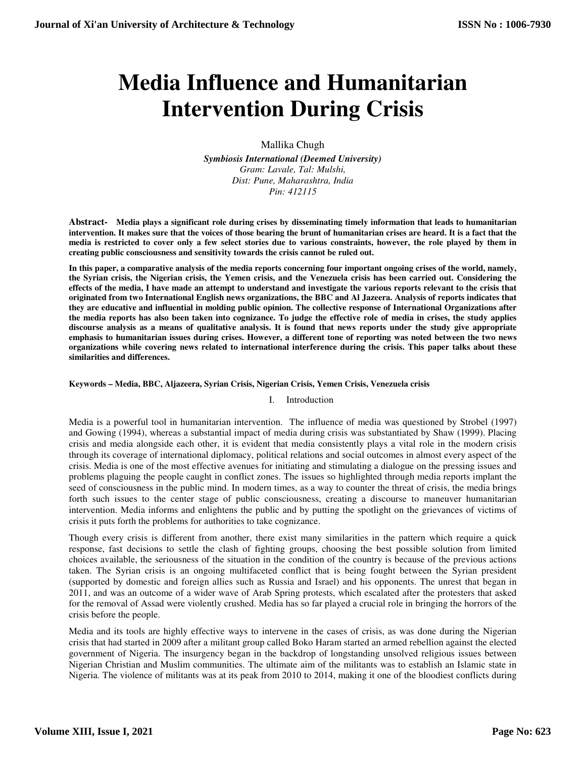# Media Influence and Humanitarian Intervention During Crisis

Mallika Chugh

***Symbiosis International (Deemed University)***
*Gram: Lavale, Tal: Mulshi,*
*Dist: Pune, Maharashtra, India*
*Pin: 412115*

**Abstract-** **Media plays a significant role during crises by disseminating timely information that leads to humanitarian intervention. It makes sure that the voices of those bearing the brunt of humanitarian crises are heard. It is a fact that the media is restricted to cover only a few select stories due to various constraints, however, the role played by them in creating public consciousness and sensitivity towards the crisis cannot be ruled out.**

**In this paper, a comparative analysis of the media reports concerning four important ongoing crises of the world, namely, the Syrian crisis, the Nigerian crisis, the Yemen crisis, and the Venezuela crisis has been carried out. Considering the effects of the media, I have made an attempt to understand and investigate the various reports relevant to the crisis that originated from two International English news organizations, the BBC and Al Jazeera. Analysis of reports indicates that they are educative and influential in molding public opinion. The collective response of International Organizations after the media reports has also been taken into cognizance. To judge the effective role of media in crises, the study applies discourse analysis as a means of qualitative analysis. It is found that news reports under the study give appropriate emphasis to humanitarian issues during crises. However, a different tone of reporting was noted between the two news organizations while covering news related to international interference during the crisis. This paper talks about these similarities and differences.**

**Keywords – Media, BBC, Aljazeera, Syrian Crisis, Nigerian Crisis, Yemen Crisis, Venezuela crisis**

## I. Introduction

Media is a powerful tool in humanitarian intervention. The influence of media was questioned by Strobel (1997) and Gowing (1994), whereas a substantial impact of media during crisis was substantiated by Shaw (1999). Placing crisis and media alongside each other, it is evident that media consistently plays a vital role in the modern crisis through its coverage of international diplomacy, political relations and social outcomes in almost every aspect of the crisis. Media is one of the most effective avenues for initiating and stimulating a dialogue on the pressing issues and problems plaguing the people caught in conflict zones. The issues so highlighted through media reports implant the seed of consciousness in the public mind. In modern times, as a way to counter the threat of crisis, the media brings forth such issues to the center stage of public consciousness, creating a discourse to maneuver humanitarian intervention. Media informs and enlightens the public and by putting the spotlight on the grievances of victims of crisis it puts forth the problems for authorities to take cognizance.

Though every crisis is different from another, there exist many similarities in the pattern which require a quick response, fast decisions to settle the clash of fighting groups, choosing the best possible solution from limited choices available, the seriousness of the situation in the condition of the country is because of the previous actions taken. The Syrian crisis is an ongoing multifaceted conflict that is being fought between the Syrian president (supported by domestic and foreign allies such as Russia and Israel) and his opponents. The unrest that began in 2011, and was an outcome of a wider wave of Arab Spring protests, which escalated after the protesters that asked for the removal of Assad were violently crushed. Media has so far played a crucial role in bringing the horrors of the crisis before the people.

Media and its tools are highly effective ways to intervene in the cases of crisis, as was done during the Nigerian crisis that had started in 2009 after a militant group called Boko Haram started an armed rebellion against the elected government of Nigeria. The insurgency began in the backdrop of longstanding unsolved religious issues between Nigerian Christian and Muslim communities. The ultimate aim of the militants was to establish an Islamic state in Nigeria. The violence of militants was at its peak from 2010 to 2014, making it one of the bloodiest conflicts during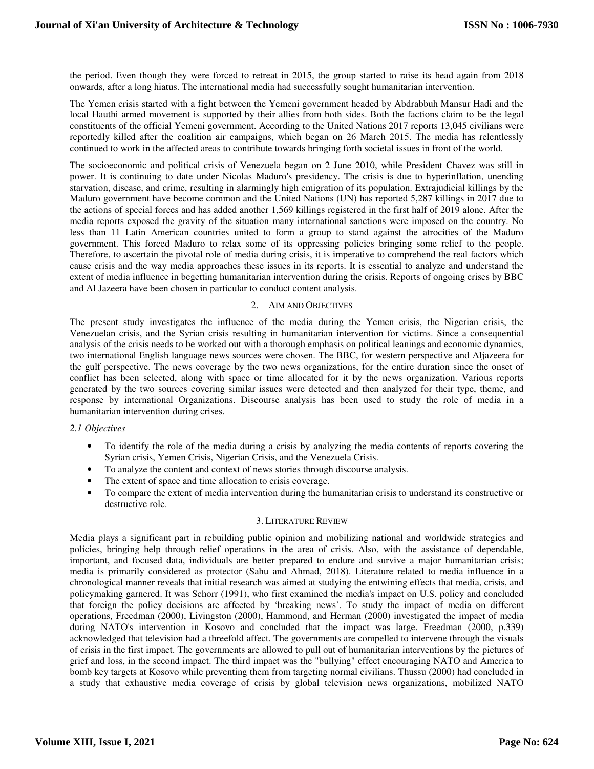the period. Even though they were forced to retreat in 2015, the group started to raise its head again from 2018 onwards, after a long hiatus. The international media had successfully sought humanitarian intervention.

The Yemen crisis started with a fight between the Yemeni government headed by Abdrabbuh Mansur Hadi and the local Hauthi armed movement is supported by their allies from both sides. Both the factions claim to be the legal constituents of the official Yemeni government. According to the United Nations 2017 reports 13,045 civilians were reportedly killed after the coalition air campaigns, which began on 26 March 2015. The media has relentlessly continued to work in the affected areas to contribute towards bringing forth societal issues in front of the world.

The socioeconomic and political crisis of Venezuela began on 2 June 2010, while President Chavez was still in power. It is continuing to date under Nicolas Maduro's presidency. The crisis is due to hyperinflation, unending starvation, disease, and crime, resulting in alarmingly high emigration of its population. Extrajudicial killings by the Maduro government have become common and the United Nations (UN) has reported 5,287 killings in 2017 due to the actions of special forces and has added another 1,569 killings registered in the first half of 2019 alone. After the media reports exposed the gravity of the situation many international sanctions were imposed on the country. No less than 11 Latin American countries united to form a group to stand against the atrocities of the Maduro government. This forced Maduro to relax some of its oppressing policies bringing some relief to the people. Therefore, to ascertain the pivotal role of media during crisis, it is imperative to comprehend the real factors which cause crisis and the way media approaches these issues in its reports. It is essential to analyze and understand the extent of media influence in begetting humanitarian intervention during the crisis. Reports of ongoing crises by BBC and Al Jazeera have been chosen in particular to conduct content analysis.

## 2. Aim and Objectives

The present study investigates the influence of the media during the Yemen crisis, the Nigerian crisis, the Venezuelan crisis, and the Syrian crisis resulting in humanitarian intervention for victims. Since a consequential analysis of the crisis needs to be worked out with a thorough emphasis on political leanings and economic dynamics, two international English language news sources were chosen. The BBC, for western perspective and Aljazeera for the gulf perspective. The news coverage by the two news organizations, for the entire duration since the onset of conflict has been selected, along with space or time allocated for it by the news organization. Various reports generated by the two sources covering similar issues were detected and then analyzed for their type, theme, and response by international Organizations. Discourse analysis has been used to study the role of media in a humanitarian intervention during crises.

### *2.1 Objectives*

- To identify the role of the media during a crisis by analyzing the media contents of reports covering the Syrian crisis, Yemen Crisis, Nigerian Crisis, and the Venezuela Crisis.
- To analyze the content and context of news stories through discourse analysis.
- The extent of space and time allocation to crisis coverage.
- To compare the extent of media intervention during the humanitarian crisis to understand its constructive or destructive role.

## 3. Literature Review

Media plays a significant part in rebuilding public opinion and mobilizing national and worldwide strategies and policies, bringing help through relief operations in the area of crisis. Also, with the assistance of dependable, important, and focused data, individuals are better prepared to endure and survive a major humanitarian crisis; media is primarily considered as protector (Sahu and Ahmad, 2018). Literature related to media influence in a chronological manner reveals that initial research was aimed at studying the entwining effects that media, crisis, and policymaking garnered. It was Schorr (1991), who first examined the media's impact on U.S. policy and concluded that foreign the policy decisions are affected by 'breaking news'. To study the impact of media on different operations, Freedman (2000), Livingston (2000), Hammond, and Herman (2000) investigated the impact of media during NATO's intervention in Kosovo and concluded that the impact was large. Freedman (2000, p.339) acknowledged that television had a threefold affect. The governments are compelled to intervene through the visuals of crisis in the first impact. The governments are allowed to pull out of humanitarian interventions by the pictures of grief and loss, in the second impact. The third impact was the "bullying" effect encouraging NATO and America to bomb key targets at Kosovo while preventing them from targeting normal civilians. Thussu (2000) had concluded in a study that exhaustive media coverage of crisis by global television news organizations, mobilized NATO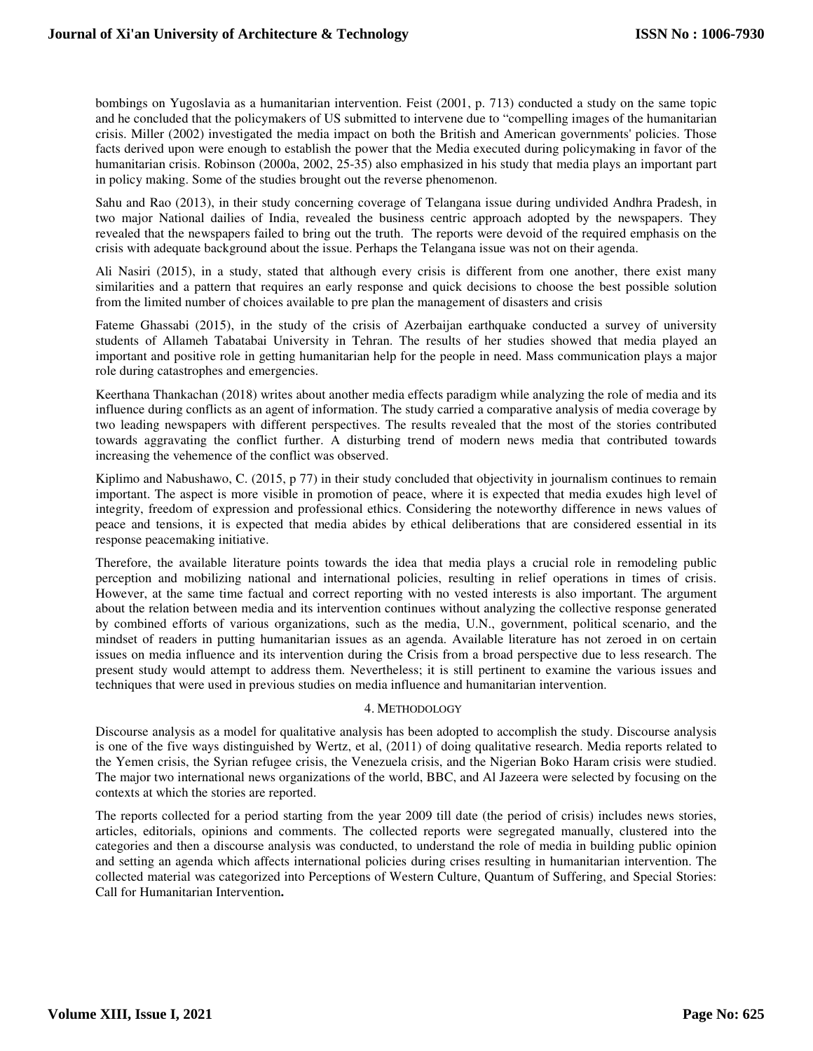bombings on Yugoslavia as a humanitarian intervention. Feist (2001, p. 713) conducted a study on the same topic and he concluded that the policymakers of US submitted to intervene due to "compelling images of the humanitarian crisis. Miller (2002) investigated the media impact on both the British and American governments' policies. Those facts derived upon were enough to establish the power that the Media executed during policymaking in favor of the humanitarian crisis. Robinson (2000a, 2002, 25-35) also emphasized in his study that media plays an important part in policy making. Some of the studies brought out the reverse phenomenon.

Sahu and Rao (2013), in their study concerning coverage of Telangana issue during undivided Andhra Pradesh, in two major National dailies of India, revealed the business centric approach adopted by the newspapers. They revealed that the newspapers failed to bring out the truth. The reports were devoid of the required emphasis on the crisis with adequate background about the issue. Perhaps the Telangana issue was not on their agenda.

Ali Nasiri (2015), in a study, stated that although every crisis is different from one another, there exist many similarities and a pattern that requires an early response and quick decisions to choose the best possible solution from the limited number of choices available to pre plan the management of disasters and crisis

Fateme Ghassabi (2015), in the study of the crisis of Azerbaijan earthquake conducted a survey of university students of Allameh Tabatabai University in Tehran. The results of her studies showed that media played an important and positive role in getting humanitarian help for the people in need. Mass communication plays a major role during catastrophes and emergencies.

Keerthana Thankachan (2018) writes about another media effects paradigm while analyzing the role of media and its influence during conflicts as an agent of information. The study carried a comparative analysis of media coverage by two leading newspapers with different perspectives. The results revealed that the most of the stories contributed towards aggravating the conflict further. A disturbing trend of modern news media that contributed towards increasing the vehemence of the conflict was observed.

Kiplimo and Nabushawo, C. (2015, p 77) in their study concluded that objectivity in journalism continues to remain important. The aspect is more visible in promotion of peace, where it is expected that media exudes high level of integrity, freedom of expression and professional ethics. Considering the noteworthy difference in news values of peace and tensions, it is expected that media abides by ethical deliberations that are considered essential in its response peacemaking initiative.

Therefore, the available literature points towards the idea that media plays a crucial role in remodeling public perception and mobilizing national and international policies, resulting in relief operations in times of crisis. However, at the same time factual and correct reporting with no vested interests is also important. The argument about the relation between media and its intervention continues without analyzing the collective response generated by combined efforts of various organizations, such as the media, U.N., government, political scenario, and the mindset of readers in putting humanitarian issues as an agenda. Available literature has not zeroed in on certain issues on media influence and its intervention during the Crisis from a broad perspective due to less research. The present study would attempt to address them. Nevertheless; it is still pertinent to examine the various issues and techniques that were used in previous studies on media influence and humanitarian intervention.

## 4. Methodology

Discourse analysis as a model for qualitative analysis has been adopted to accomplish the study. Discourse analysis is one of the five ways distinguished by Wertz, et al, (2011) of doing qualitative research. Media reports related to the Yemen crisis, the Syrian refugee crisis, the Venezuela crisis, and the Nigerian Boko Haram crisis were studied. The major two international news organizations of the world, BBC, and Al Jazeera were selected by focusing on the contexts at which the stories are reported.

The reports collected for a period starting from the year 2009 till date (the period of crisis) includes news stories, articles, editorials, opinions and comments. The collected reports were segregated manually, clustered into the categories and then a discourse analysis was conducted, to understand the role of media in building public opinion and setting an agenda which affects international policies during crises resulting in humanitarian intervention. The collected material was categorized into Perceptions of Western Culture, Quantum of Suffering, and Special Stories: Call for Humanitarian Intervention**.**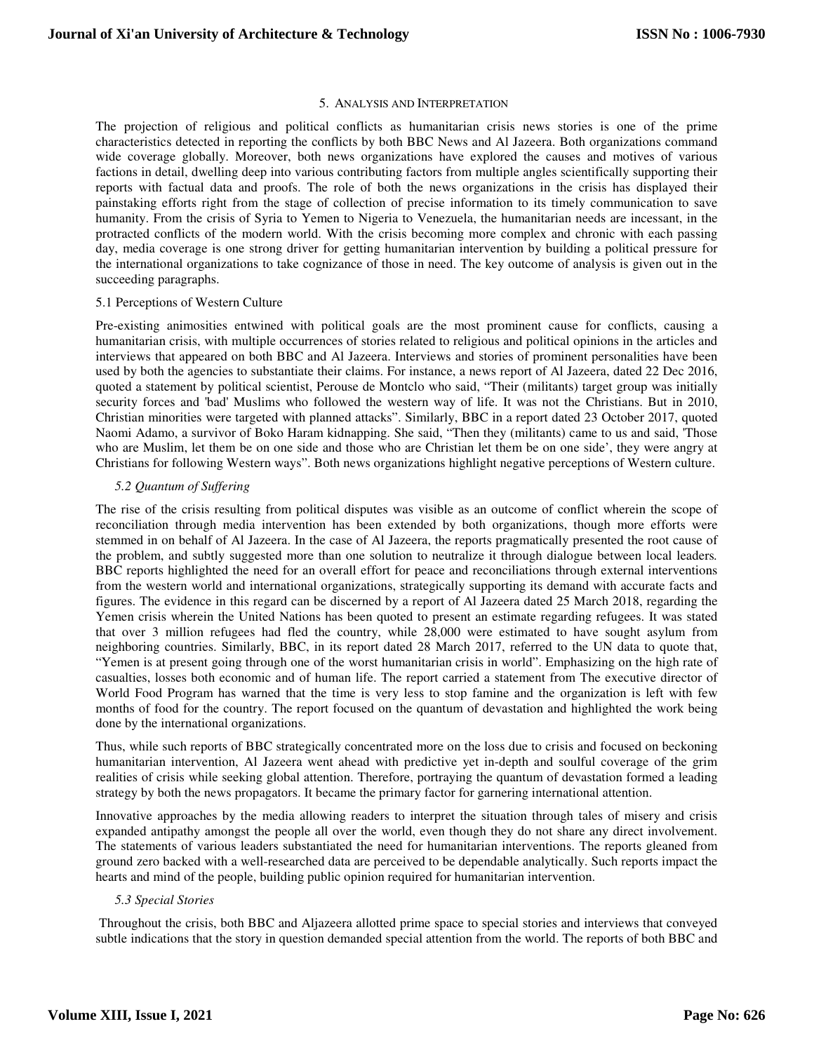## 5. Analysis and Interpretation

The projection of religious and political conflicts as humanitarian crisis news stories is one of the prime characteristics detected in reporting the conflicts by both BBC News and Al Jazeera. Both organizations command wide coverage globally. Moreover, both news organizations have explored the causes and motives of various factions in detail, dwelling deep into various contributing factors from multiple angles scientifically supporting their reports with factual data and proofs. The role of both the news organizations in the crisis has displayed their painstaking efforts right from the stage of collection of precise information to its timely communication to save humanity. From the crisis of Syria to Yemen to Nigeria to Venezuela, the humanitarian needs are incessant, in the protracted conflicts of the modern world. With the crisis becoming more complex and chronic with each passing day, media coverage is one strong driver for getting humanitarian intervention by building a political pressure for the international organizations to take cognizance of those in need. The key outcome of analysis is given out in the succeeding paragraphs.

### 5.1 Perceptions of Western Culture

Pre-existing animosities entwined with political goals are the most prominent cause for conflicts, causing a humanitarian crisis, with multiple occurrences of stories related to religious and political opinions in the articles and interviews that appeared on both BBC and Al Jazeera. Interviews and stories of prominent personalities have been used by both the agencies to substantiate their claims. For instance, a news report of Al Jazeera, dated 22 Dec 2016, quoted a statement by political scientist, Perouse de Montclo who said, "Their (militants) target group was initially security forces and 'bad' Muslims who followed the western way of life. It was not the Christians. But in 2010, Christian minorities were targeted with planned attacks". Similarly, BBC in a report dated 23 October 2017, quoted Naomi Adamo, a survivor of Boko Haram kidnapping. She said, "Then they (militants) came to us and said, 'Those who are Muslim, let them be on one side and those who are Christian let them be on one side', they were angry at Christians for following Western ways". Both news organizations highlight negative perceptions of Western culture.

### *5.2 Quantum of Suffering*

The rise of the crisis resulting from political disputes was visible as an outcome of conflict wherein the scope of reconciliation through media intervention has been extended by both organizations, though more efforts were stemmed in on behalf of Al Jazeera. In the case of Al Jazeera, the reports pragmatically presented the root cause of the problem, and subtly suggested more than one solution to neutralize it through dialogue between local leaders. BBC reports highlighted the need for an overall effort for peace and reconciliations through external interventions from the western world and international organizations, strategically supporting its demand with accurate facts and figures. The evidence in this regard can be discerned by a report of Al Jazeera dated 25 March 2018, regarding the Yemen crisis wherein the United Nations has been quoted to present an estimate regarding refugees. It was stated that over 3 million refugees had fled the country, while 28,000 were estimated to have sought asylum from neighboring countries. Similarly, BBC, in its report dated 28 March 2017, referred to the UN data to quote that, "Yemen is at present going through one of the worst humanitarian crisis in world". Emphasizing on the high rate of casualties, losses both economic and of human life. The report carried a statement from The executive director of World Food Program has warned that the time is very less to stop famine and the organization is left with few months of food for the country. The report focused on the quantum of devastation and highlighted the work being done by the international organizations.

Thus, while such reports of BBC strategically concentrated more on the loss due to crisis and focused on beckoning humanitarian intervention, Al Jazeera went ahead with predictive yet in-depth and soulful coverage of the grim realities of crisis while seeking global attention. Therefore, portraying the quantum of devastation formed a leading strategy by both the news propagators. It became the primary factor for garnering international attention.

Innovative approaches by the media allowing readers to interpret the situation through tales of misery and crisis expanded antipathy amongst the people all over the world, even though they do not share any direct involvement. The statements of various leaders substantiated the need for humanitarian interventions. The reports gleaned from ground zero backed with a well-researched data are perceived to be dependable analytically. Such reports impact the hearts and mind of the people, building public opinion required for humanitarian intervention.

### *5.3 Special Stories*

Throughout the crisis, both BBC and Aljazeera allotted prime space to special stories and interviews that conveyed subtle indications that the story in question demanded special attention from the world. The reports of both BBC and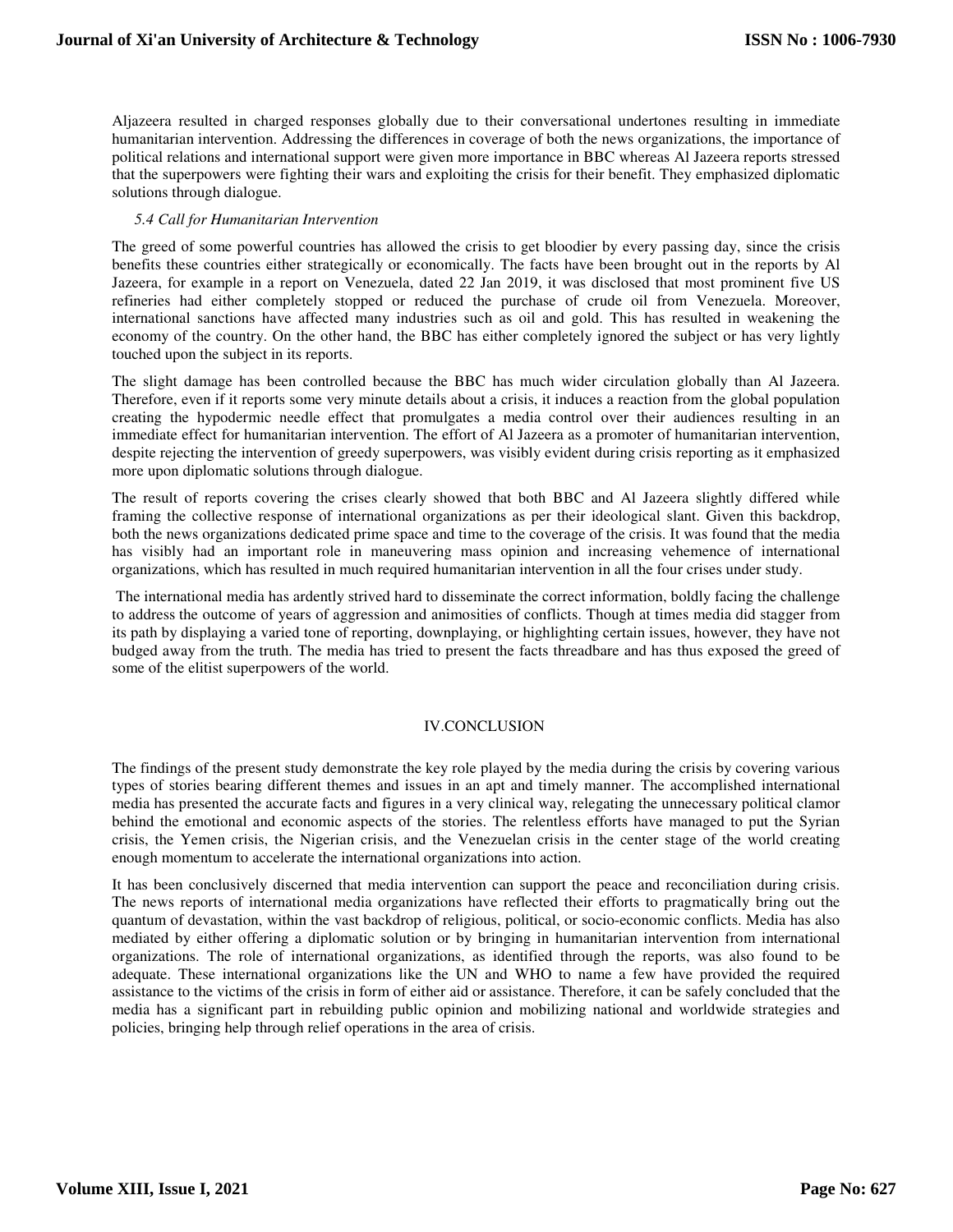Aljazeera resulted in charged responses globally due to their conversational undertones resulting in immediate humanitarian intervention. Addressing the differences in coverage of both the news organizations, the importance of political relations and international support were given more importance in BBC whereas Al Jazeera reports stressed that the superpowers were fighting their wars and exploiting the crisis for their benefit. They emphasized diplomatic solutions through dialogue.

### *5.4 Call for Humanitarian Intervention*

The greed of some powerful countries has allowed the crisis to get bloodier by every passing day, since the crisis benefits these countries either strategically or economically. The facts have been brought out in the reports by Al Jazeera, for example in a report on Venezuela, dated 22 Jan 2019, it was disclosed that most prominent five US refineries had either completely stopped or reduced the purchase of crude oil from Venezuela. Moreover, international sanctions have affected many industries such as oil and gold. This has resulted in weakening the economy of the country. On the other hand, the BBC has either completely ignored the subject or has very lightly touched upon the subject in its reports.

The slight damage has been controlled because the BBC has much wider circulation globally than Al Jazeera. Therefore, even if it reports some very minute details about a crisis, it induces a reaction from the global population creating the hypodermic needle effect that promulgates a media control over their audiences resulting in an immediate effect for humanitarian intervention. The effort of Al Jazeera as a promoter of humanitarian intervention, despite rejecting the intervention of greedy superpowers, was visibly evident during crisis reporting as it emphasized more upon diplomatic solutions through dialogue.

The result of reports covering the crises clearly showed that both BBC and Al Jazeera slightly differed while framing the collective response of international organizations as per their ideological slant. Given this backdrop, both the news organizations dedicated prime space and time to the coverage of the crisis. It was found that the media has visibly had an important role in maneuvering mass opinion and increasing vehemence of international organizations, which has resulted in much required humanitarian intervention in all the four crises under study.

The international media has ardently strived hard to disseminate the correct information, boldly facing the challenge to address the outcome of years of aggression and animosities of conflicts. Though at times media did stagger from its path by displaying a varied tone of reporting, downplaying, or highlighting certain issues, however, they have not budged away from the truth. The media has tried to present the facts threadbare and has thus exposed the greed of some of the elitist superpowers of the world.

## IV.CONCLUSION

The findings of the present study demonstrate the key role played by the media during the crisis by covering various types of stories bearing different themes and issues in an apt and timely manner. The accomplished international media has presented the accurate facts and figures in a very clinical way, relegating the unnecessary political clamor behind the emotional and economic aspects of the stories. The relentless efforts have managed to put the Syrian crisis, the Yemen crisis, the Nigerian crisis, and the Venezuelan crisis in the center stage of the world creating enough momentum to accelerate the international organizations into action.

It has been conclusively discerned that media intervention can support the peace and reconciliation during crisis. The news reports of international media organizations have reflected their efforts to pragmatically bring out the quantum of devastation, within the vast backdrop of religious, political, or socio-economic conflicts. Media has also mediated by either offering a diplomatic solution or by bringing in humanitarian intervention from international organizations. The role of international organizations, as identified through the reports, was also found to be adequate. These international organizations like the UN and WHO to name a few have provided the required assistance to the victims of the crisis in form of either aid or assistance. Therefore, it can be safely concluded that the media has a significant part in rebuilding public opinion and mobilizing national and worldwide strategies and policies, bringing help through relief operations in the area of crisis.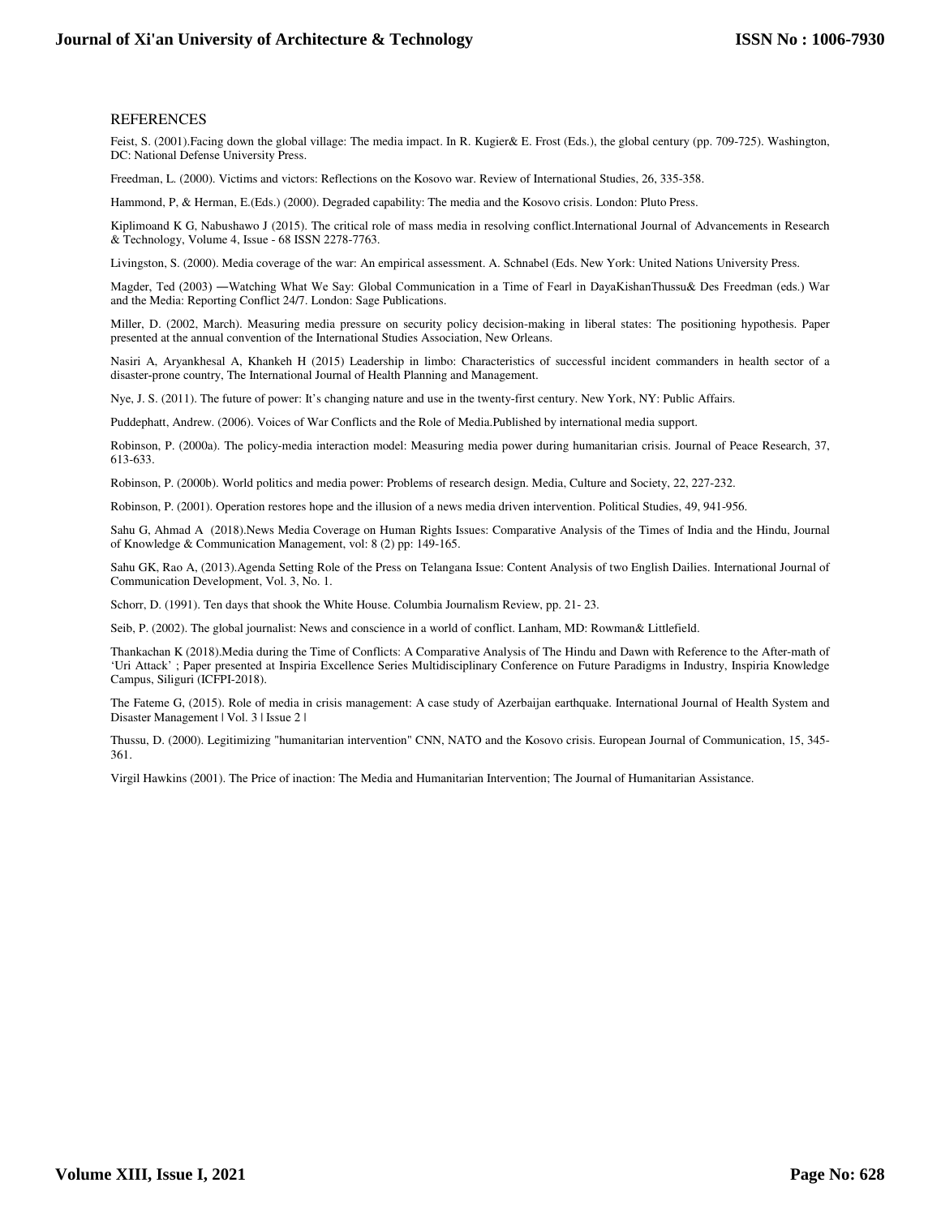## REFERENCES

Feist, S. (2001).Facing down the global village: The media impact. In R. Kugier& E. Frost (Eds.), the global century (pp. 709-725). Washington, DC: National Defense University Press.

Freedman, L. (2000). Victims and victors: Reflections on the Kosovo war. Review of International Studies, 26, 335-358.

Hammond, P, & Herman, E.(Eds.) (2000). Degraded capability: The media and the Kosovo crisis. London: Pluto Press.

Kiplimoand K G, Nabushawo J (2015). The critical role of mass media in resolving conflict.International Journal of Advancements in Research & Technology, Volume 4, Issue - 68 ISSN 2278-7763.

Livingston, S. (2000). Media coverage of the war: An empirical assessment. A. Schnabel (Eds. New York: United Nations University Press.

Magder, Ted (2003) ―Watching What We Say: Global Communication in a Time of Fear‖ in DayaKishanThussu& Des Freedman (eds.) War and the Media: Reporting Conflict 24/7. London: Sage Publications.

Miller, D. (2002, March). Measuring media pressure on security policy decision-making in liberal states: The positioning hypothesis. Paper presented at the annual convention of the International Studies Association, New Orleans.

Nasiri A, Aryankhesal A, Khankeh H (2015) Leadership in limbo: Characteristics of successful incident commanders in health sector of a disaster-prone country, The International Journal of Health Planning and Management.

Nye, J. S. (2011). The future of power: It's changing nature and use in the twenty-first century. New York, NY: Public Affairs.

Puddephatt, Andrew. (2006). Voices of War Conflicts and the Role of Media.Published by international media support.

Robinson, P. (2000a). The policy-media interaction model: Measuring media power during humanitarian crisis. Journal of Peace Research, 37, 613-633.

Robinson, P. (2000b). World politics and media power: Problems of research design. Media, Culture and Society, 22, 227-232.

Robinson, P. (2001). Operation restores hope and the illusion of a news media driven intervention. Political Studies, 49, 941-956.

Sahu G, Ahmad A (2018).News Media Coverage on Human Rights Issues: Comparative Analysis of the Times of India and the Hindu, Journal of Knowledge & Communication Management, vol: 8 (2) pp: 149-165.

Sahu GK, Rao A, (2013).Agenda Setting Role of the Press on Telangana Issue: Content Analysis of two English Dailies. International Journal of Communication Development, Vol. 3, No. 1.

Schorr, D. (1991). Ten days that shook the White House. Columbia Journalism Review, pp. 21- 23.

Seib, P. (2002). The global journalist: News and conscience in a world of conflict. Lanham, MD: Rowman& Littlefield.

Thankachan K (2018).Media during the Time of Conflicts: A Comparative Analysis of The Hindu and Dawn with Reference to the After-math of 'Uri Attack' ; Paper presented at Inspiria Excellence Series Multidisciplinary Conference on Future Paradigms in Industry, Inspiria Knowledge Campus, Siliguri (ICFPI-2018).

The Fateme G, (2015). Role of media in crisis management: A case study of Azerbaijan earthquake. International Journal of Health System and Disaster Management | Vol. 3 | Issue 2 |

Thussu, D. (2000). Legitimizing "humanitarian intervention" CNN, NATO and the Kosovo crisis. European Journal of Communication, 15, 345-361.

Virgil Hawkins (2001). The Price of inaction: The Media and Humanitarian Intervention; The Journal of Humanitarian Assistance.